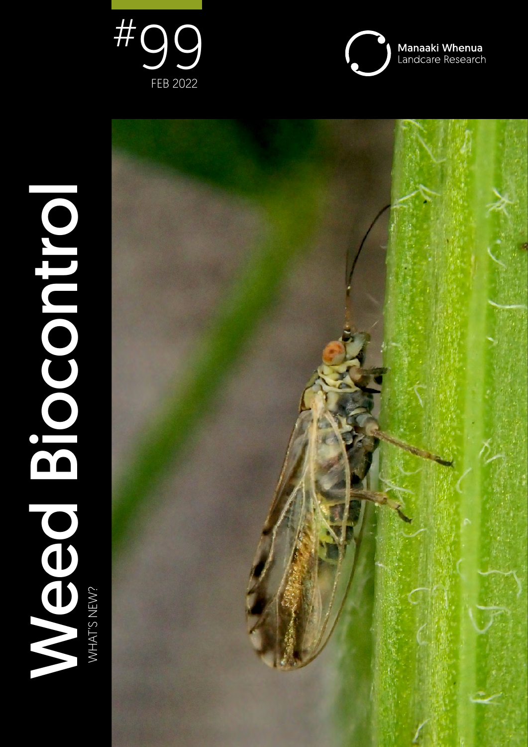# Weed Biocontrol

WHAT'S NEW?

#99

FEB 2022

Manaaki Whenua
Landcare Research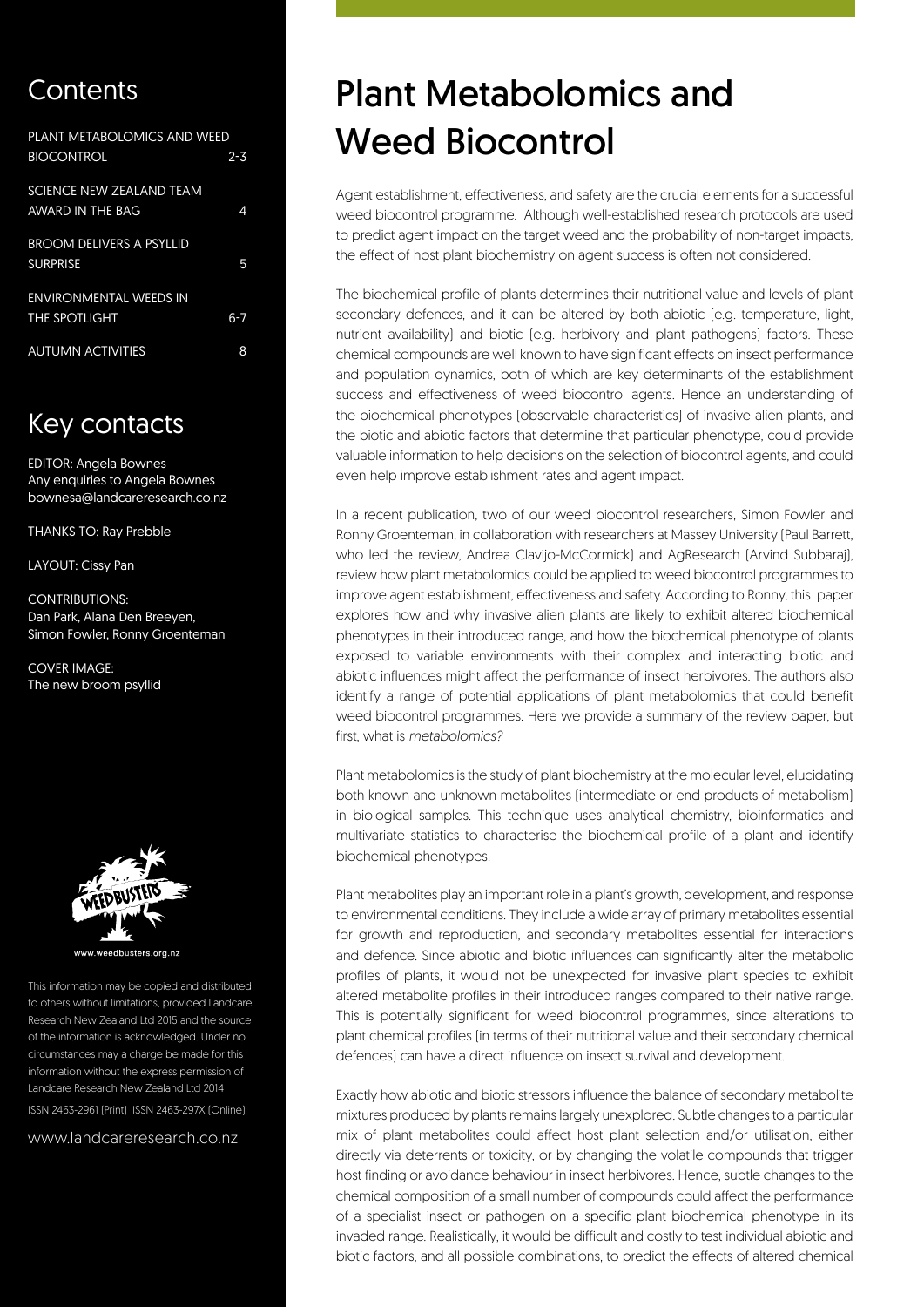## Contents

PLANT METABOLOMICS AND WEED BIOCONTROL 2-3

SCIENCE NEW ZEALAND TEAM AWARD IN THE BAG 4

BROOM DELIVERS A PSYLLID SURPRISE 5

ENVIRONMENTAL WEEDS IN THE SPOTLIGHT 6-7

AUTUMN ACTIVITIES 8

## Key contacts

EDITOR: Angela Bownes
Any enquiries to Angela Bownes
bownesa@landcareresearch.co.nz

THANKS TO: Ray Prebble

LAYOUT: Cissy Pan

CONTRIBUTIONS:
Dan Park, Alana Den Breeyen, Simon Fowler, Ronny Groenteman

COVER IMAGE:
The new broom psyllid

www.weedbusters.org.nz

This information may be copied and distributed to others without limitations, provided Landcare Research New Zealand Ltd 2015 and the source of the information is acknowledged. Under no circumstances may a charge be made for this information without the express permission of Landcare Research New Zealand Ltd 2014

ISSN 2463-2961 (Print) ISSN 2463-297X (Online)

www.landcareresearch.co.nz

# Plant Metabolomics and Weed Biocontrol

Agent establishment, effectiveness, and safety are the crucial elements for a successful weed biocontrol programme. Although well-established research protocols are used to predict agent impact on the target weed and the probability of non-target impacts, the effect of host plant biochemistry on agent success is often not considered.

The biochemical profile of plants determines their nutritional value and levels of plant secondary defences, and it can be altered by both abiotic (e.g. temperature, light, nutrient availability) and biotic (e.g. herbivory and plant pathogens) factors. These chemical compounds are well known to have significant effects on insect performance and population dynamics, both of which are key determinants of the establishment success and effectiveness of weed biocontrol agents. Hence an understanding of the biochemical phenotypes (observable characteristics) of invasive alien plants, and the biotic and abiotic factors that determine that particular phenotype, could provide valuable information to help decisions on the selection of biocontrol agents, and could even help improve establishment rates and agent impact.

In a recent publication, two of our weed biocontrol researchers, Simon Fowler and Ronny Groenteman, in collaboration with researchers at Massey University (Paul Barrett, who led the review, Andrea Clavijo-McCormick) and AgResearch (Arvind Subbaraj), review how plant metabolomics could be applied to weed biocontrol programmes to improve agent establishment, effectiveness and safety. According to Ronny, this paper explores how and why invasive alien plants are likely to exhibit altered biochemical phenotypes in their introduced range, and how the biochemical phenotype of plants exposed to variable environments with their complex and interacting biotic and abiotic influences might affect the performance of insect herbivores. The authors also identify a range of potential applications of plant metabolomics that could benefit weed biocontrol programmes. Here we provide a summary of the review paper, but first, what is *metabolomics?*

Plant metabolomics is the study of plant biochemistry at the molecular level, elucidating both known and unknown metabolites (intermediate or end products of metabolism) in biological samples. This technique uses analytical chemistry, bioinformatics and multivariate statistics to characterise the biochemical profile of a plant and identify biochemical phenotypes.

Plant metabolites play an important role in a plant's growth, development, and response to environmental conditions. They include a wide array of primary metabolites essential for growth and reproduction, and secondary metabolites essential for interactions and defence. Since abiotic and biotic influences can significantly alter the metabolic profiles of plants, it would not be unexpected for invasive plant species to exhibit altered metabolite profiles in their introduced ranges compared to their native range. This is potentially significant for weed biocontrol programmes, since alterations to plant chemical profiles (in terms of their nutritional value and their secondary chemical defences) can have a direct influence on insect survival and development.

Exactly how abiotic and biotic stressors influence the balance of secondary metabolite mixtures produced by plants remains largely unexplored. Subtle changes to a particular mix of plant metabolites could affect host plant selection and/or utilisation, either directly via deterrents or toxicity, or by changing the volatile compounds that trigger host finding or avoidance behaviour in insect herbivores. Hence, subtle changes to the chemical composition of a small number of compounds could affect the performance of a specialist insect or pathogen on a specific plant biochemical phenotype in its invaded range. Realistically, it would be difficult and costly to test individual abiotic and biotic factors, and all possible combinations, to predict the effects of altered chemical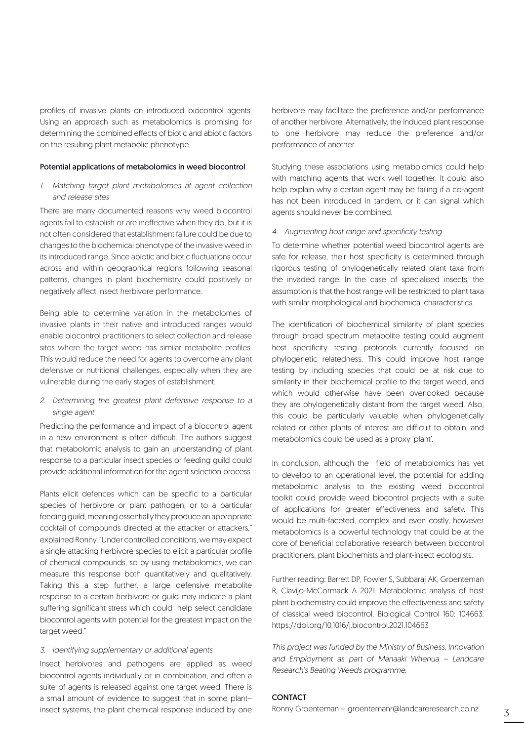profiles of invasive plants on introduced biocontrol agents. Using an approach such as metabolomics is promising for determining the combined effects of biotic and abiotic factors on the resulting plant metabolic phenotype.

**Potential applications of metabolomics in weed biocontrol**

*1. Matching target plant metabolomes at agent collection and release sites*

There are many documented reasons why weed biocontrol agents fail to establish or are ineffective when they do, but it is not often considered that establishment failure could be due to changes to the biochemical phenotype of the invasive weed in its introduced range. Since abiotic and biotic fluctuations occur across and within geographical regions following seasonal patterns, changes in plant biochemistry could positively or negatively affect insect herbivore performance.

Being able to determine variation in the metabolomes of invasive plants in their native and introduced ranges would enable biocontrol practitioners to select collection and release sites where the target weed has similar metabolite profiles. This would reduce the need for agents to overcome any plant defensive or nutritional challenges, especially when they are vulnerable during the early stages of establishment.

*2. Determining the greatest plant defensive response to a single agent*

Predicting the performance and impact of a biocontrol agent in a new environment is often difficult. The authors suggest that metabolomic analysis to gain an understanding of plant response to a particular insect species or feeding guild could provide additional information for the agent selection process.

Plants elicit defences which can be specific to a particular species of herbivore or plant pathogen, or to a particular feeding guild, meaning essentially they produce an appropriate cocktail of compounds directed at the attacker or attackers," explained Ronny. "Under controlled conditions, we may expect a single attacking herbivore species to elicit a particular profile of chemical compounds, so by using metabolomics, we can measure this response both quantitatively and qualitatively. Taking this a step further, a large defensive metabolite response to a certain herbivore or guild may indicate a plant suffering significant stress which could help select candidate biocontrol agents with potential for the greatest impact on the target weed."

*3. Identifying supplementary or additional agents*

Insect herbivores and pathogens are applied as weed biocontrol agents individually or in combination, and often a suite of agents is released against one target weed. There is a small amount of evidence to suggest that in some plant–insect systems, the plant chemical response induced by one herbivore may facilitate the preference and/or performance of another herbivore. Alternatively, the induced plant response to one herbivore may reduce the preference and/or performance of another.

Studying these associations using metabolomics could help with matching agents that work well together. It could also help explain why a certain agent may be failing if a co-agent has not been introduced in tandem, or it can signal which agents should never be combined.

*4. Augmenting host range and specificity testing*

To determine whether potential weed biocontrol agents are safe for release, their host specificity is determined through rigorous testing of phylogenetically related plant taxa from the invaded range. In the case of specialised insects, the assumption is that the host range will be restricted to plant taxa with similar morphological and biochemical characteristics.

The identification of biochemical similarity of plant species through broad spectrum metabolite testing could augment host specificity testing protocols currently focused on phylogenetic relatedness. This could improve host range testing by including species that could be at risk due to similarity in their biochemical profile to the target weed, and which would otherwise have been overlooked because they are phylogenetically distant from the target weed. Also, this could be particularly valuable when phylogenetically related or other plants of interest are difficult to obtain, and metabolomics could be used as a proxy 'plant'.

In conclusion, although the field of metabolomics has yet to develop to an operational level, the potential for adding metabolomic analysis to the existing weed biocontrol toolkit could provide weed biocontrol projects with a suite of applications for greater effectiveness and safety. This would be multi-faceted, complex and even costly, however metabolomics is a powerful technology that could be at the core of beneficial collaborative research between biocontrol practitioners, plant biochemists and plant-insect ecologists.

Further reading: Barrett DP, Fowler S, Subbaraj AK, Groenteman R, Clavijo-McCormack A 2021. Metabolomic analysis of host plant biochemistry could improve the effectiveness and safety of classical weed biocontrol. Biological Control 160: 104663. https://doi.org/10.1016/j.biocontrol.2021.104663

*This project was funded by the Ministry of Business, Innovation and Employment as part of Manaaki Whenua – Landcare Research's Beating Weeds programme.*

**CONTACT**

Ronny Groenteman – groentemanr@landcareresearch.co.nz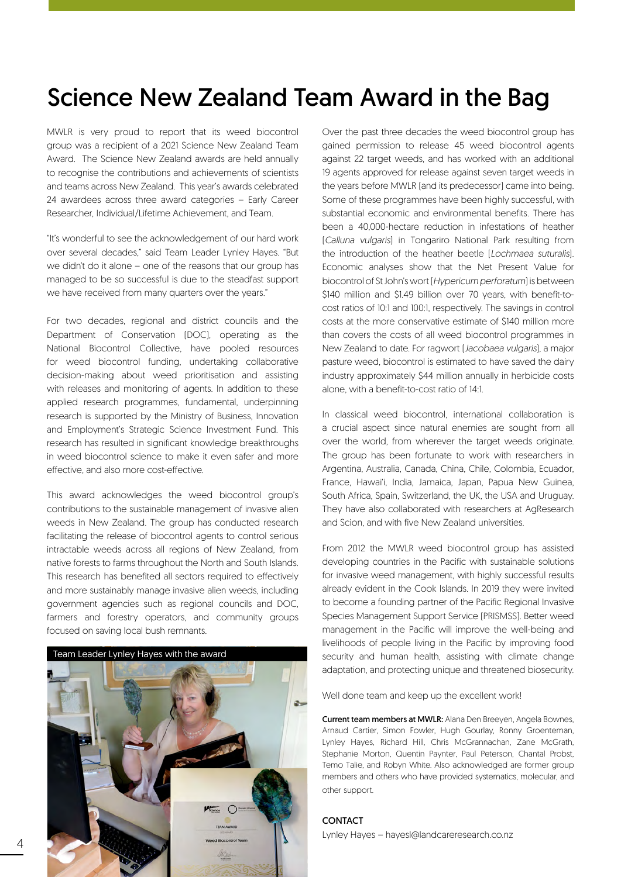# Science New Zealand Team Award in the Bag

MWLR is very proud to report that its weed biocontrol group was a recipient of a 2021 Science New Zealand Team Award. The Science New Zealand awards are held annually to recognise the contributions and achievements of scientists and teams across New Zealand. This year's awards celebrated 24 awardees across three award categories – Early Career Researcher, Individual/Lifetime Achievement, and Team.

"It's wonderful to see the acknowledgement of our hard work over several decades," said Team Leader Lynley Hayes. "But we didn't do it alone – one of the reasons that our group has managed to be so successful is due to the steadfast support we have received from many quarters over the years."

For two decades, regional and district councils and the Department of Conservation (DOC), operating as the National Biocontrol Collective, have pooled resources for weed biocontrol funding, undertaking collaborative decision-making about weed prioritisation and assisting with releases and monitoring of agents. In addition to these applied research programmes, fundamental, underpinning research is supported by the Ministry of Business, Innovation and Employment's Strategic Science Investment Fund. This research has resulted in significant knowledge breakthroughs in weed biocontrol science to make it even safer and more effective, and also more cost-effective.

This award acknowledges the weed biocontrol group's contributions to the sustainable management of invasive alien weeds in New Zealand. The group has conducted research facilitating the release of biocontrol agents to control serious intractable weeds across all regions of New Zealand, from native forests to farms throughout the North and South Islands. This research has benefited all sectors required to effectively and more sustainably manage invasive alien weeds, including government agencies such as regional councils and DOC, farmers and forestry operators, and community groups focused on saving local bush remnants.

Team Leader Lynley Hayes with the award

Over the past three decades the weed biocontrol group has gained permission to release 45 weed biocontrol agents against 22 target weeds, and has worked with an additional 19 agents approved for release against seven target weeds in the years before MWLR (and its predecessor) came into being. Some of these programmes have been highly successful, with substantial economic and environmental benefits. There has been a 40,000-hectare reduction in infestations of heather (*Calluna vulgaris*) in Tongariro National Park resulting from the introduction of the heather beetle (*Lochmaea suturalis*). Economic analyses show that the Net Present Value for biocontrol of St John's wort (*Hypericum perforatum*) is between \$140 million and \$1.49 billion over 70 years, with benefit-to-cost ratios of 10:1 and 100:1, respectively. The savings in control costs at the more conservative estimate of \$140 million more than covers the costs of all weed biocontrol programmes in New Zealand to date. For ragwort (*Jacobaea vulgaris*), a major pasture weed, biocontrol is estimated to have saved the dairy industry approximately \$44 million annually in herbicide costs alone, with a benefit-to-cost ratio of 14:1.

In classical weed biocontrol, international collaboration is a crucial aspect since natural enemies are sought from all over the world, from wherever the target weeds originate. The group has been fortunate to work with researchers in Argentina, Australia, Canada, China, Chile, Colombia, Ecuador, France, Hawai'i, India, Jamaica, Japan, Papua New Guinea, South Africa, Spain, Switzerland, the UK, the USA and Uruguay. They have also collaborated with researchers at AgResearch and Scion, and with five New Zealand universities.

From 2012 the MWLR weed biocontrol group has assisted developing countries in the Pacific with sustainable solutions for invasive weed management, with highly successful results already evident in the Cook Islands. In 2019 they were invited to become a founding partner of the Pacific Regional Invasive Species Management Support Service (PRISMSS). Better weed management in the Pacific will improve the well-being and livelihoods of people living in the Pacific by improving food security and human health, assisting with climate change adaptation, and protecting unique and threatened biosecurity.

Well done team and keep up the excellent work!

**Current team members at MWLR:** Alana Den Breeyen, Angela Bownes, Arnaud Cartier, Simon Fowler, Hugh Gourlay, Ronny Groenteman, Lynley Hayes, Richard Hill, Chris McGrannachan, Zane McGrath, Stephanie Morton, Quentin Paynter, Paul Peterson, Chantal Probst, Temo Talie, and Robyn White. Also acknowledged are former group members and others who have provided systematics, molecular, and other support.

## CONTACT

Lynley Hayes – hayesl@landcareresearch.co.nz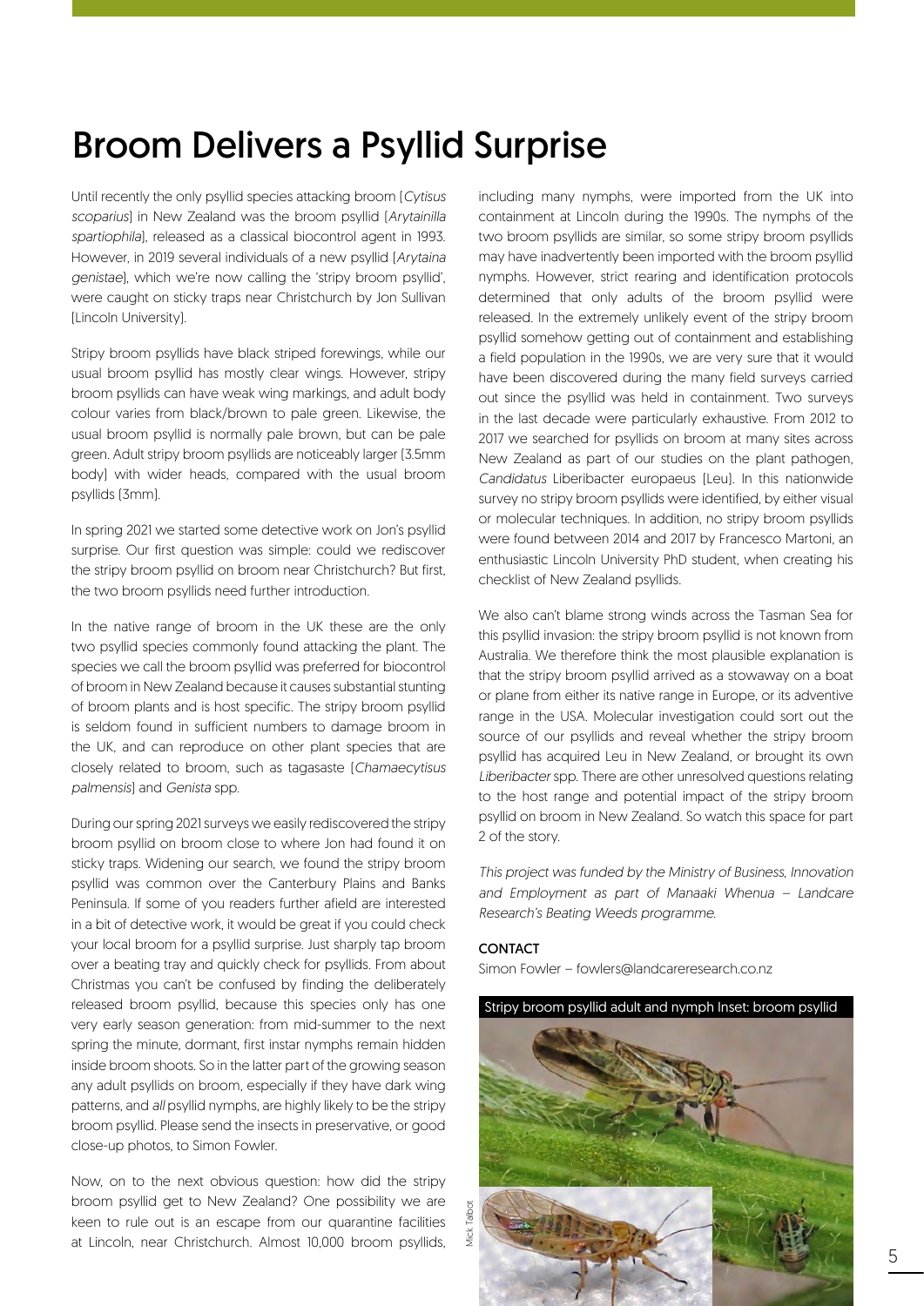# Broom Delivers a Psyllid Surprise

Until recently the only psyllid species attacking broom (*Cytisus scoparius*) in New Zealand was the broom psyllid (*Arytainilla spartiophila*), released as a classical biocontrol agent in 1993. However, in 2019 several individuals of a new psyllid (*Arytaina genistae*), which we're now calling the 'stripy broom psyllid', were caught on sticky traps near Christchurch by Jon Sullivan (Lincoln University).

Stripy broom psyllids have black striped forewings, while our usual broom psyllid has mostly clear wings. However, stripy broom psyllids can have weak wing markings, and adult body colour varies from black/brown to pale green. Likewise, the usual broom psyllid is normally pale brown, but can be pale green. Adult stripy broom psyllids are noticeably larger (3.5mm body) with wider heads, compared with the usual broom psyllids (3mm).

In spring 2021 we started some detective work on Jon's psyllid surprise. Our first question was simple: could we rediscover the stripy broom psyllid on broom near Christchurch? But first, the two broom psyllids need further introduction.

In the native range of broom in the UK these are the only two psyllid species commonly found attacking the plant. The species we call the broom psyllid was preferred for biocontrol of broom in New Zealand because it causes substantial stunting of broom plants and is host specific. The stripy broom psyllid is seldom found in sufficient numbers to damage broom in the UK, and can reproduce on other plant species that are closely related to broom, such as tagasaste (*Chamaecytisus palmensis*) and *Genista* spp.

During our spring 2021 surveys we easily rediscovered the stripy broom psyllid on broom close to where Jon had found it on sticky traps. Widening our search, we found the stripy broom psyllid was common over the Canterbury Plains and Banks Peninsula. If some of you readers further afield are interested in a bit of detective work, it would be great if you could check your local broom for a psyllid surprise. Just sharply tap broom over a beating tray and quickly check for psyllids. From about Christmas you can't be confused by finding the deliberately released broom psyllid, because this species only has one very early season generation: from mid-summer to the next spring the minute, dormant, first instar nymphs remain hidden inside broom shoots. So in the latter part of the growing season any adult psyllids on broom, especially if they have dark wing patterns, and *all* psyllid nymphs, are highly likely to be the stripy broom psyllid. Please send the insects in preservative, or good close-up photos, to Simon Fowler.

Now, on to the next obvious question: how did the stripy broom psyllid get to New Zealand? One possibility we are keen to rule out is an escape from our quarantine facilities at Lincoln, near Christchurch. Almost 10,000 broom psyllids, including many nymphs, were imported from the UK into containment at Lincoln during the 1990s. The nymphs of the two broom psyllids are similar, so some stripy broom psyllids may have inadvertently been imported with the broom psyllid nymphs. However, strict rearing and identification protocols determined that only adults of the broom psyllid were released. In the extremely unlikely event of the stripy broom psyllid somehow getting out of containment and establishing a field population in the 1990s, we are very sure that it would have been discovered during the many field surveys carried out since the psyllid was held in containment. Two surveys in the last decade were particularly exhaustive. From 2012 to 2017 we searched for psyllids on broom at many sites across New Zealand as part of our studies on the plant pathogen, *Candidatus* Liberibacter europaeus (Leu). In this nationwide survey no stripy broom psyllids were identified, by either visual or molecular techniques. In addition, no stripy broom psyllids were found between 2014 and 2017 by Francesco Martoni, an enthusiastic Lincoln University PhD student, when creating his checklist of New Zealand psyllids.

We also can't blame strong winds across the Tasman Sea for this psyllid invasion: the stripy broom psyllid is not known from Australia. We therefore think the most plausible explanation is that the stripy broom psyllid arrived as a stowaway on a boat or plane from either its native range in Europe, or its adventive range in the USA. Molecular investigation could sort out the source of our psyllids and reveal whether the stripy broom psyllid has acquired Leu in New Zealand, or brought its own *Liberibacter* spp. There are other unresolved questions relating to the host range and potential impact of the stripy broom psyllid on broom in New Zealand. So watch this space for part 2 of the story.

*This project was funded by the Ministry of Business, Innovation and Employment as part of Manaaki Whenua – Landcare Research's Beating Weeds programme.*

**CONTACT**

Simon Fowler – fowlers@landcareresearch.co.nz

Stripy broom psyllid adult and nymph Inset: broom psyllid

Mick Talbot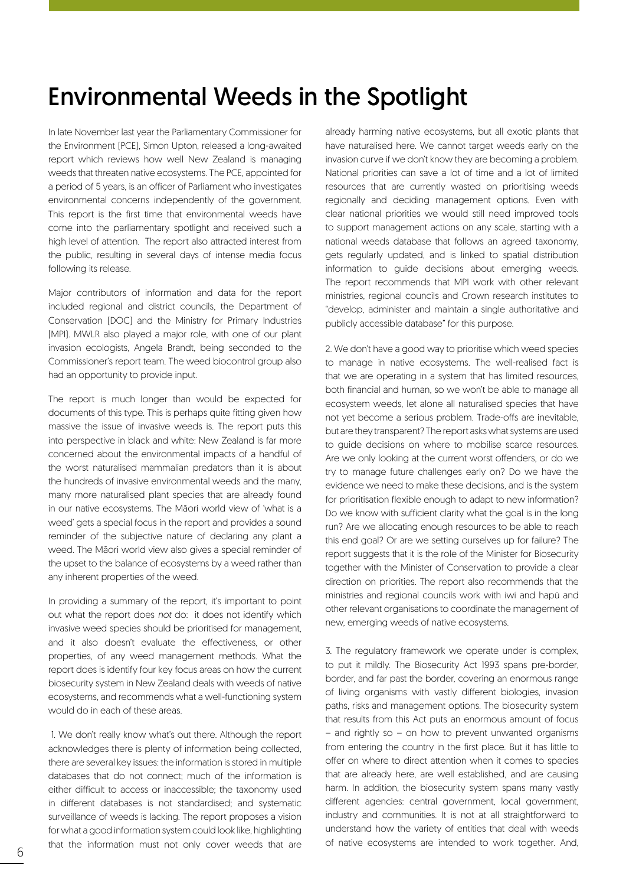# Environmental Weeds in the Spotlight

In late November last year the Parliamentary Commissioner for the Environment (PCE), Simon Upton, released a long-awaited report which reviews how well New Zealand is managing weeds that threaten native ecosystems. The PCE, appointed for a period of 5 years, is an officer of Parliament who investigates environmental concerns independently of the government. This report is the first time that environmental weeds have come into the parliamentary spotlight and received such a high level of attention. The report also attracted interest from the public, resulting in several days of intense media focus following its release.

Major contributors of information and data for the report included regional and district councils, the Department of Conservation (DOC) and the Ministry for Primary Industries (MPI). MWLR also played a major role, with one of our plant invasion ecologists, Angela Brandt, being seconded to the Commissioner's report team. The weed biocontrol group also had an opportunity to provide input.

The report is much longer than would be expected for documents of this type. This is perhaps quite fitting given how massive the issue of invasive weeds is. The report puts this into perspective in black and white: New Zealand is far more concerned about the environmental impacts of a handful of the worst naturalised mammalian predators than it is about the hundreds of invasive environmental weeds and the many, many more naturalised plant species that are already found in our native ecosystems. The Māori world view of 'what is a weed' gets a special focus in the report and provides a sound reminder of the subjective nature of declaring any plant a weed. The Māori world view also gives a special reminder of the upset to the balance of ecosystems by a weed rather than any inherent properties of the weed.

In providing a summary of the report, it's important to point out what the report does *not* do: it does not identify which invasive weed species should be prioritised for management, and it also doesn't evaluate the effectiveness, or other properties, of any weed management methods. What the report does is identify four key focus areas on how the current biosecurity system in New Zealand deals with weeds of native ecosystems, and recommends what a well-functioning system would do in each of these areas.

1. We don't really know what's out there. Although the report acknowledges there is plenty of information being collected, there are several key issues: the information is stored in multiple databases that do not connect; much of the information is either difficult to access or inaccessible; the taxonomy used in different databases is not standardised; and systematic surveillance of weeds is lacking. The report proposes a vision for what a good information system could look like, highlighting that the information must not only cover weeds that are already harming native ecosystems, but all exotic plants that have naturalised here. We cannot target weeds early on the invasion curve if we don't know they are becoming a problem. National priorities can save a lot of time and a lot of limited resources that are currently wasted on prioritising weeds regionally and deciding management options. Even with clear national priorities we would still need improved tools to support management actions on any scale, starting with a national weeds database that follows an agreed taxonomy, gets regularly updated, and is linked to spatial distribution information to guide decisions about emerging weeds. The report recommends that MPI work with other relevant ministries, regional councils and Crown research institutes to "develop, administer and maintain a single authoritative and publicly accessible database" for this purpose.

2. We don't have a good way to prioritise which weed species to manage in native ecosystems. The well-realised fact is that we are operating in a system that has limited resources, both financial and human, so we won't be able to manage all ecosystem weeds, let alone all naturalised species that have not yet become a serious problem. Trade-offs are inevitable, but are they transparent? The report asks what systems are used to guide decisions on where to mobilise scarce resources. Are we only looking at the current worst offenders, or do we try to manage future challenges early on? Do we have the evidence we need to make these decisions, and is the system for prioritisation flexible enough to adapt to new information? Do we know with sufficient clarity what the goal is in the long run? Are we allocating enough resources to be able to reach this end goal? Or are we setting ourselves up for failure? The report suggests that it is the role of the Minister for Biosecurity together with the Minister of Conservation to provide a clear direction on priorities. The report also recommends that the ministries and regional councils work with iwi and hapū and other relevant organisations to coordinate the management of new, emerging weeds of native ecosystems.

3. The regulatory framework we operate under is complex, to put it mildly. The Biosecurity Act 1993 spans pre-border, border, and far past the border, covering an enormous range of living organisms with vastly different biologies, invasion paths, risks and management options. The biosecurity system that results from this Act puts an enormous amount of focus – and rightly so – on how to prevent unwanted organisms from entering the country in the first place. But it has little to offer on where to direct attention when it comes to species that are already here, are well established, and are causing harm. In addition, the biosecurity system spans many vastly different agencies: central government, local government, industry and communities. It is not at all straightforward to understand how the variety of entities that deal with weeds of native ecosystems are intended to work together. And,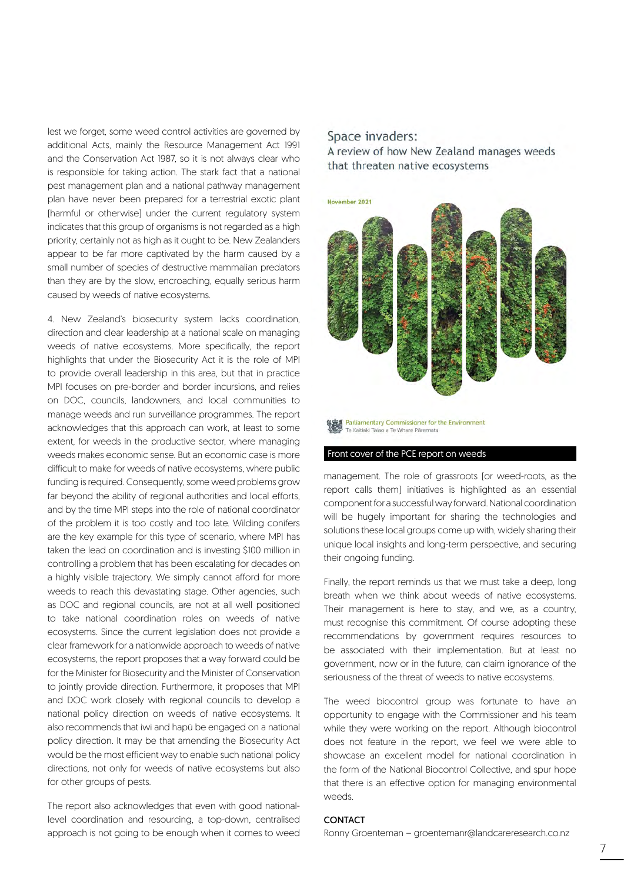lest we forget, some weed control activities are governed by additional Acts, mainly the Resource Management Act 1991 and the Conservation Act 1987, so it is not always clear who is responsible for taking action. The stark fact that a national pest management plan and a national pathway management plan have never been prepared for a terrestrial exotic plant (harmful or otherwise) under the current regulatory system indicates that this group of organisms is not regarded as a high priority, certainly not as high as it ought to be. New Zealanders appear to be far more captivated by the harm caused by a small number of species of destructive mammalian predators than they are by the slow, encroaching, equally serious harm caused by weeds of native ecosystems.

4. New Zealand's biosecurity system lacks coordination, direction and clear leadership at a national scale on managing weeds of native ecosystems. More specifically, the report highlights that under the Biosecurity Act it is the role of MPI to provide overall leadership in this area, but that in practice MPI focuses on pre-border and border incursions, and relies on DOC, councils, landowners, and local communities to manage weeds and run surveillance programmes. The report acknowledges that this approach can work, at least to some extent, for weeds in the productive sector, where managing weeds makes economic sense. But an economic case is more difficult to make for weeds of native ecosystems, where public funding is required. Consequently, some weed problems grow far beyond the ability of regional authorities and local efforts, and by the time MPI steps into the role of national coordinator of the problem it is too costly and too late. Wilding conifers are the key example for this type of scenario, where MPI has taken the lead on coordination and is investing $100 million in controlling a problem that has been escalating for decades on a highly visible trajectory. We simply cannot afford for more weeds to reach this devastating stage. Other agencies, such as DOC and regional councils, are not at all well positioned to take national coordination roles on weeds of native ecosystems. Since the current legislation does not provide a clear framework for a nationwide approach to weeds of native ecosystems, the report proposes that a way forward could be for the Minister for Biosecurity and the Minister of Conservation to jointly provide direction. Furthermore, it proposes that MPI and DOC work closely with regional councils to develop a national policy direction on weeds of native ecosystems. It also recommends that iwi and hapū be engaged on a national policy direction. It may be that amending the Biosecurity Act would be the most efficient way to enable such national policy directions, not only for weeds of native ecosystems but also for other groups of pests.

The report also acknowledges that even with good national-level coordination and resourcing, a top-down, centralised approach is not going to be enough when it comes to weed management. The role of grassroots (or weed-roots, as the report calls them) initiatives is highlighted as an essential component for a successful way forward. National coordination will be hugely important for sharing the technologies and solutions these local groups come up with, widely sharing their unique local insights and long-term perspective, and securing their ongoing funding.

Space invaders:
A review of how New Zealand manages weeds that threaten native ecosystems

November 2021

Parliamentary Commissioner for the Environment
Te Kaitiaki Taiao a Te Whare Pāremata

Front cover of the PCE report on weeds

Finally, the report reminds us that we must take a deep, long breath when we think about weeds of native ecosystems. Their management is here to stay, and we, as a country, must recognise this commitment. Of course adopting these recommendations by government requires resources to be associated with their implementation. But at least no government, now or in the future, can claim ignorance of the seriousness of the threat of weeds to native ecosystems.

The weed biocontrol group was fortunate to have an opportunity to engage with the Commissioner and his team while they were working on the report. Although biocontrol does not feature in the report, we feel we were able to showcase an excellent model for national coordination in the form of the National Biocontrol Collective, and spur hope that there is an effective option for managing environmental weeds.

**CONTACT**

Ronny Groenteman – groentemanr@landcareresearch.co.nz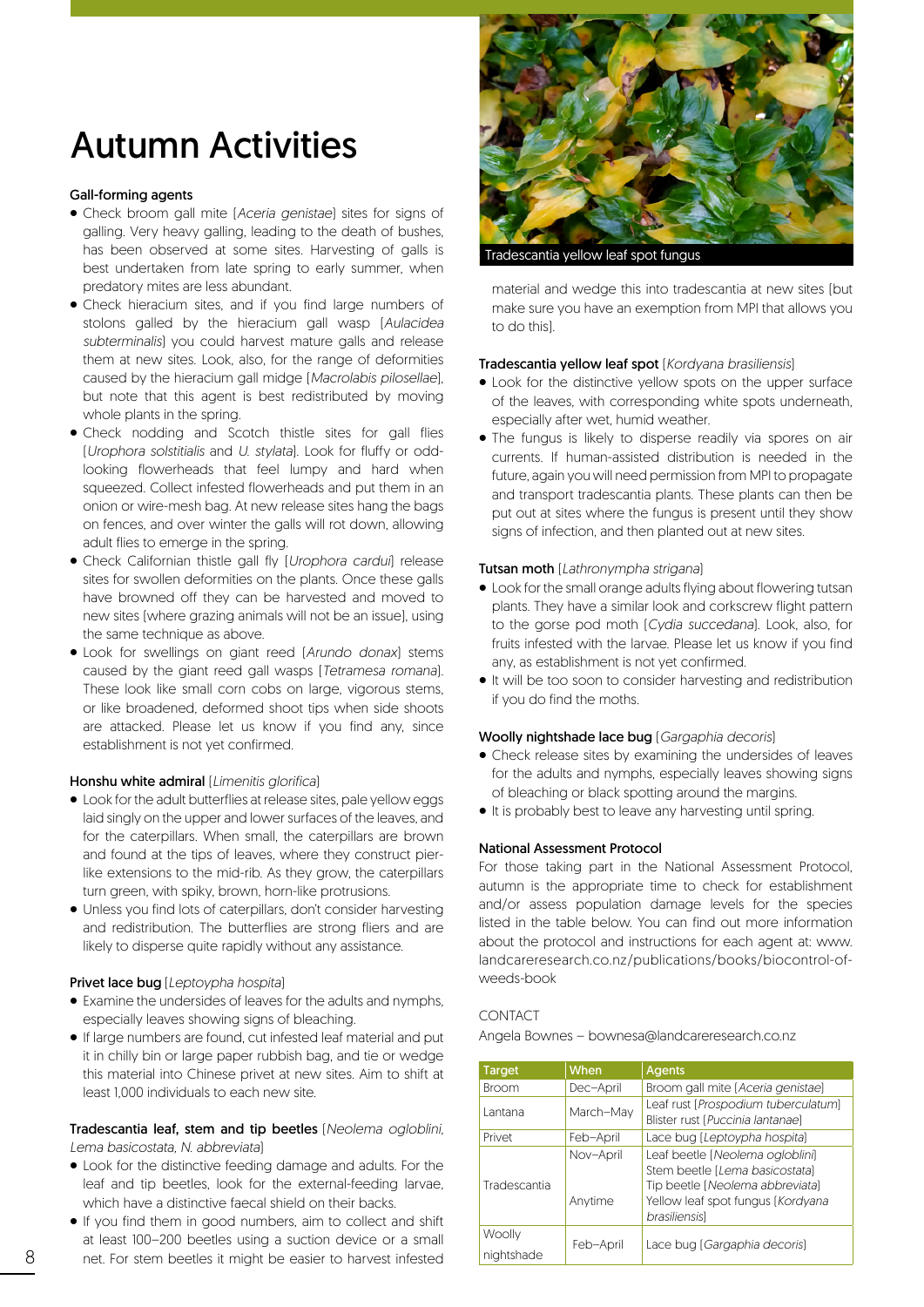# Autumn Activities

**Gall-forming agents**

- Check broom gall mite [*Aceria genistae*] sites for signs of galling. Very heavy galling, leading to the death of bushes, has been observed at some sites. Harvesting of galls is best undertaken from late spring to early summer, when predatory mites are less abundant.
- Check hieracium sites, and if you find large numbers of stolons galled by the hieracium gall wasp [*Aulacidea subterminalis*] you could harvest mature galls and release them at new sites. Look, also, for the range of deformities caused by the hieracium gall midge [*Macrolabis pilosellae*], but note that this agent is best redistributed by moving whole plants in the spring.
- Check nodding and Scotch thistle sites for gall flies [*Urophora solstitialis* and *U. stylata*]. Look for fluffy or odd-looking flowerheads that feel lumpy and hard when squeezed. Collect infested flowerheads and put them in an onion or wire-mesh bag. At new release sites hang the bags on fences, and over winter the galls will rot down, allowing adult flies to emerge in the spring.
- Check Californian thistle gall fly [*Urophora cardui*] release sites for swollen deformities on the plants. Once these galls have browned off they can be harvested and moved to new sites [where grazing animals will not be an issue], using the same technique as above.
- Look for swellings on giant reed [*Arundo donax*] stems caused by the giant reed gall wasps [*Tetramesa romana*]. These look like small corn cobs on large, vigorous stems, or like broadened, deformed shoot tips when side shoots are attacked. Please let us know if you find any, since establishment is not yet confirmed.

**Honshu white admiral** [*Limenitis glorifica*]

- Look for the adult butterflies at release sites, pale yellow eggs laid singly on the upper and lower surfaces of the leaves, and for the caterpillars. When small, the caterpillars are brown and found at the tips of leaves, where they construct pier-like extensions to the mid-rib. As they grow, the caterpillars turn green, with spiky, brown, horn-like protrusions.
- Unless you find lots of caterpillars, don't consider harvesting and redistribution. The butterflies are strong fliers and are likely to disperse quite rapidly without any assistance.

**Privet lace bug** [*Leptoypha hospita*]

- Examine the undersides of leaves for the adults and nymphs, especially leaves showing signs of bleaching.
- If large numbers are found, cut infested leaf material and put it in chilly bin or large paper rubbish bag, and tie or wedge this material into Chinese privet at new sites. Aim to shift at least 1,000 individuals to each new site.

**Tradescantia leaf, stem and tip beetles** [*Neolema ogloblini, Lema basicostata, N. abbreviata*]

- Look for the distinctive feeding damage and adults. For the leaf and tip beetles, look for the external-feeding larvae, which have a distinctive faecal shield on their backs.
- If you find them in good numbers, aim to collect and shift at least 100–200 beetles using a suction device or a small net. For stem beetles it might be easier to harvest infested material and wedge this into tradescantia at new sites (but make sure you have an exemption from MPI that allows you to do this).

Tradescantia yellow leaf spot fungus

**Tradescantia yellow leaf spot** [*Kordyana brasiliensis*]

- Look for the distinctive yellow spots on the upper surface of the leaves, with corresponding white spots underneath, especially after wet, humid weather.
- The fungus is likely to disperse readily via spores on air currents. If human-assisted distribution is needed in the future, again you will need permission from MPI to propagate and transport tradescantia plants. These plants can then be put out at sites where the fungus is present until they show signs of infection, and then planted out at new sites.

**Tutsan moth** [*Lathronympha strigana*]

- Look for the small orange adults flying about flowering tutsan plants. They have a similar look and corkscrew flight pattern to the gorse pod moth [*Cydia succedana*]. Look, also, for fruits infested with the larvae. Please let us know if you find any, as establishment is not yet confirmed.
- It will be too soon to consider harvesting and redistribution if you do find the moths.

**Woolly nightshade lace bug** [*Gargaphia decoris*]

- Check release sites by examining the undersides of leaves for the adults and nymphs, especially leaves showing signs of bleaching or black spotting around the margins.
- It is probably best to leave any harvesting until spring.

**National Assessment Protocol**

For those taking part in the National Assessment Protocol, autumn is the appropriate time to check for establishment and/or assess population damage levels for the species listed in the table below. You can find out more information about the protocol and instructions for each agent at: www.landcareresearch.co.nz/publications/books/biocontrol-of-weeds-book

CONTACT

Angela Bownes – bownesa@landcareresearch.co.nz

| Target | When | Agents |
|---|---|---|
| Broom | Dec–April | Broom gall mite [*Aceria genistae*] |
| Lantana | March–May | Leaf rust [*Prospodium tuberculatum*]<br>Blister rust [*Puccinia lantanae*] |
| Privet | Feb–April | Lace bug [*Leptoypha hospita*] |
| Tradescantia | Nov–April | Leaf beetle [*Neolema ogloblini*]<br>Stem beetle [*Lema basicostata*]<br>Tip beetle [*Neolema abbreviata*] |
| | Anytime | Yellow leaf spot fungus [*Kordyana brasiliensis*] |
| Woolly nightshade | Feb–April | Lace bug [*Gargaphia decoris*] |